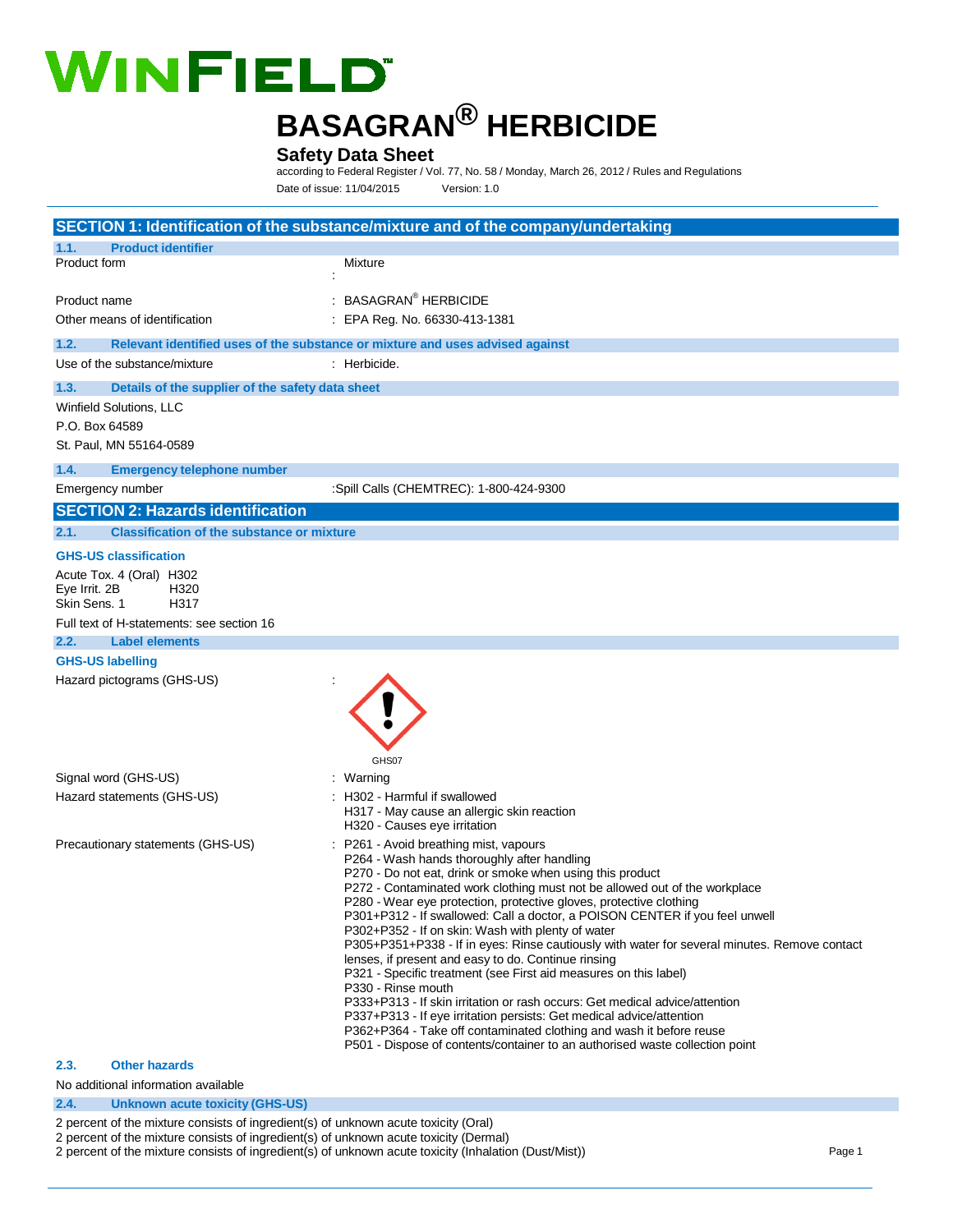# WINFIELD

# BASAGRAN® HERBICIDE

## Safety Data Sheet

according to Federal Register / Vol. 77, No. 58 / Monday, March 26, 2012 / Rules and Regulations

Date of issue: 11/04/2015 Version: 1.0

## SECTION 1: Identification of the substance/mixture and of the company/undertaking

### 1.1. Product identifier

Product form : Mixture

Product name : BASAGRAN® HERBICIDE

Other means of identification : EPA Reg. No. 66330-413-1381

### 1.2. Relevant identified uses of the substance or mixture and uses advised against

Use of the substance/mixture : Herbicide.

### 1.3. Details of the supplier of the safety data sheet

Winfield Solutions, LLC
P.O. Box 64589
St. Paul, MN 55164-0589

### 1.4. Emergency telephone number

Emergency number : Spill Calls (CHEMTREC): 1-800-424-9300

## SECTION 2: Hazards identification

### 2.1. Classification of the substance or mixture

**GHS-US classification**

Acute Tox. 4 (Oral) H302
Eye Irrit. 2B H320
Skin Sens. 1 H317

Full text of H-statements: see section 16

### 2.2. Label elements

**GHS-US labelling**

Hazard pictograms (GHS-US) :

GHS07

Signal word (GHS-US) : Warning

Hazard statements (GHS-US) :
H302 - Harmful if swallowed
H317 - May cause an allergic skin reaction
H320 - Causes eye irritation

Precautionary statements (GHS-US) :
P261 - Avoid breathing mist, vapours
P264 - Wash hands thoroughly after handling
P270 - Do not eat, drink or smoke when using this product
P272 - Contaminated work clothing must not be allowed out of the workplace
P280 - Wear eye protection, protective gloves, protective clothing
P301+P312 - If swallowed: Call a doctor, a POISON CENTER if you feel unwell
P302+P352 - If on skin: Wash with plenty of water
P305+P351+P338 - If in eyes: Rinse cautiously with water for several minutes. Remove contact lenses, if present and easy to do. Continue rinsing
P321 - Specific treatment (see First aid measures on this label)
P330 - Rinse mouth
P333+P313 - If skin irritation or rash occurs: Get medical advice/attention
P337+P313 - If eye irritation persists: Get medical advice/attention
P362+P364 - Take off contaminated clothing and wash it before reuse
P501 - Dispose of contents/container to an authorised waste collection point

### 2.3. Other hazards

No additional information available

### 2.4. Unknown acute toxicity (GHS-US)

2 percent of the mixture consists of ingredient(s) of unknown acute toxicity (Oral)
2 percent of the mixture consists of ingredient(s) of unknown acute toxicity (Dermal)
2 percent of the mixture consists of ingredient(s) of unknown acute toxicity (Inhalation (Dust/Mist))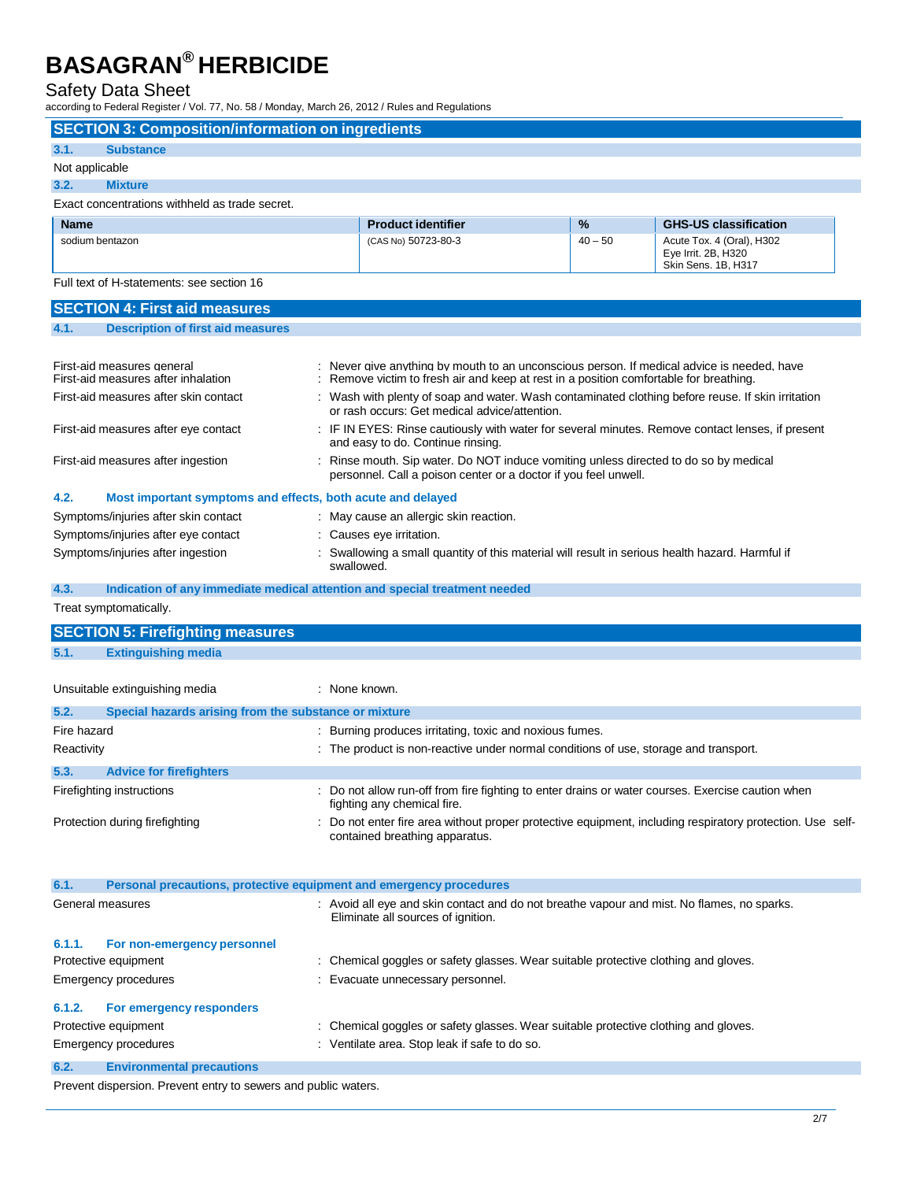## SECTION 3: Composition/information on ingredients

### 3.1. Substance

Not applicable

### 3.2. Mixture

Exact concentrations withheld as trade secret.

| Name | Product identifier | % | GHS-US classification |
|---|---|---|---|
| sodium bentazon | (CAS No) 50723-80-3 | 40 – 50 | Acute Tox. 4 (Oral), H302<br>Eye Irrit. 2B, H320<br>Skin Sens. 1B, H317 |

Full text of H-statements: see section 16

## SECTION 4: First aid measures

### 4.1. Description of first aid measures

First-aid measures general : Never give anything by mouth to an unconscious person. If medical advice is needed, have

First-aid measures after inhalation : Remove victim to fresh air and keep at rest in a position comfortable for breathing.

First-aid measures after skin contact : Wash with plenty of soap and water. Wash contaminated clothing before reuse. If skin irritation or rash occurs: Get medical advice/attention.

First-aid measures after eye contact : IF IN EYES: Rinse cautiously with water for several minutes. Remove contact lenses, if present and easy to do. Continue rinsing.

First-aid measures after ingestion : Rinse mouth. Sip water. Do NOT induce vomiting unless directed to do so by medical personnel. Call a poison center or a doctor if you feel unwell.

### 4.2. Most important symptoms and effects, both acute and delayed

Symptoms/injuries after skin contact : May cause an allergic skin reaction.

Symptoms/injuries after eye contact : Causes eye irritation.

Symptoms/injuries after ingestion : Swallowing a small quantity of this material will result in serious health hazard. Harmful if swallowed.

### 4.3. Indication of any immediate medical attention and special treatment needed

Treat symptomatically.

## SECTION 5: Firefighting measures

### 5.1. Extinguishing media

Unsuitable extinguishing media : None known.

### 5.2. Special hazards arising from the substance or mixture

Fire hazard : Burning produces irritating, toxic and noxious fumes.

Reactivity : The product is non-reactive under normal conditions of use, storage and transport.

### 5.3. Advice for firefighters

Firefighting instructions : Do not allow run-off from fire fighting to enter drains or water courses. Exercise caution when fighting any chemical fire.

Protection during firefighting : Do not enter fire area without proper protective equipment, including respiratory protection. Use self-contained breathing apparatus.

### 6.1. Personal precautions, protective equipment and emergency procedures

General measures : Avoid all eye and skin contact and do not breathe vapour and mist. No flames, no sparks. Eliminate all sources of ignition.

#### 6.1.1. For non-emergency personnel

Protective equipment : Chemical goggles or safety glasses. Wear suitable protective clothing and gloves.

Emergency procedures : Evacuate unnecessary personnel.

#### 6.1.2. For emergency responders

Protective equipment : Chemical goggles or safety glasses. Wear suitable protective clothing and gloves.

Emergency procedures : Ventilate area. Stop leak if safe to do so.

### 6.2. Environmental precautions

Prevent dispersion. Prevent entry to sewers and public waters.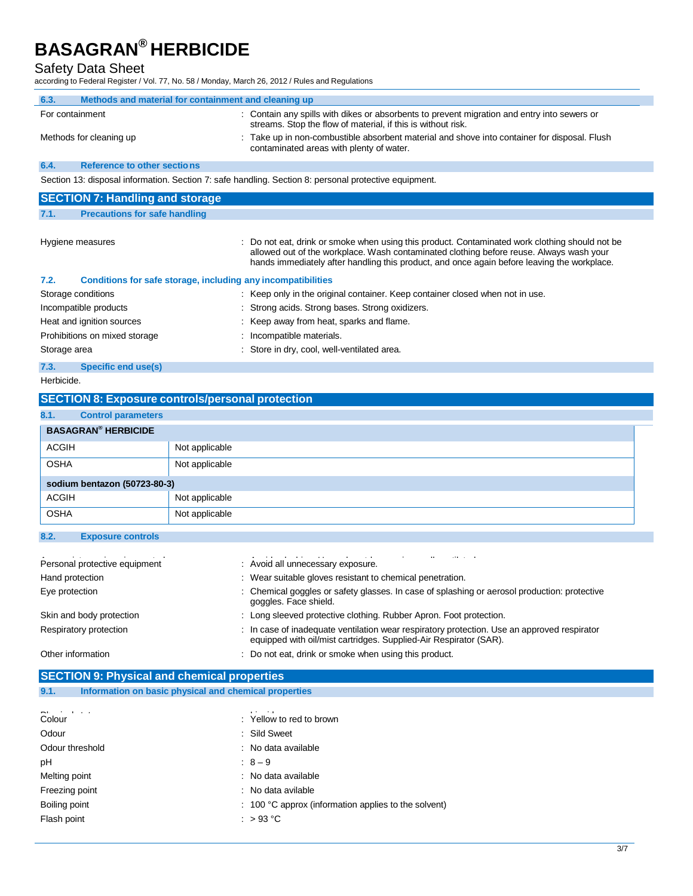### 6.3. Methods and material for containment and cleaning up

| | |
|---|---|
| For containment | : Contain any spills with dikes or absorbents to prevent migration and entry into sewers or streams. Stop the flow of material, if this is without risk. |
| Methods for cleaning up | : Take up in non-combustible absorbent material and shove into container for disposal. Flush contaminated areas with plenty of water. |

### 6.4. Reference to other sections

Section 13: disposal information. Section 7: safe handling. Section 8: personal protective equipment.

## SECTION 7: Handling and storage

### 7.1. Precautions for safe handling

| | |
|---|---|
| Hygiene measures | : Do not eat, drink or smoke when using this product. Contaminated work clothing should not be allowed out of the workplace. Wash contaminated clothing before reuse. Always wash your hands immediately after handling this product, and once again before leaving the workplace. |

### 7.2. Conditions for safe storage, including any incompatibilities

| | |
|---|---|
| Storage conditions | : Keep only in the original container. Keep container closed when not in use. |
| Incompatible products | : Strong acids. Strong bases. Strong oxidizers. |
| Heat and ignition sources | : Keep away from heat, sparks and flame. |
| Prohibitions on mixed storage | : Incompatible materials. |
| Storage area | : Store in dry, cool, well-ventilated area. |

### 7.3. Specific end use(s)

Herbicide.

## SECTION 8: Exposure controls/personal protection

### 8.1. Control parameters

| BASAGRAN® HERBICIDE | |
|---|---|
| ACGIH | Not applicable |
| OSHA | Not applicable |
| **sodium bentazon (50723-80-3)** | |
| ACGIH | Not applicable |
| OSHA | Not applicable |

### 8.2. Exposure controls

| | |
|---|---|
| Personal protective equipment | : Avoid all unnecessary exposure. |
| Hand protection | : Wear suitable gloves resistant to chemical penetration. |
| Eye protection | : Chemical goggles or safety glasses. In case of splashing or aerosol production: protective goggles. Face shield. |
| Skin and body protection | : Long sleeved protective clothing. Rubber Apron. Foot protection. |
| Respiratory protection | : In case of inadequate ventilation wear respiratory protection. Use an approved respirator equipped with oil/mist cartridges. Supplied-Air Respirator (SAR). |
| Other information | : Do not eat, drink or smoke when using this product. |

## SECTION 9: Physical and chemical properties

### 9.1. Information on basic physical and chemical properties

| | |
|---|---|
| Colour | : Yellow to red to brown |
| Odour | : Sild Sweet |
| Odour threshold | : No data available |
| pH | : 8 – 9 |
| Melting point | : No data available |
| Freezing point | : No data avilable |
| Boiling point | : 100 °C approx (information applies to the solvent) |
| Flash point | : > 93 °C |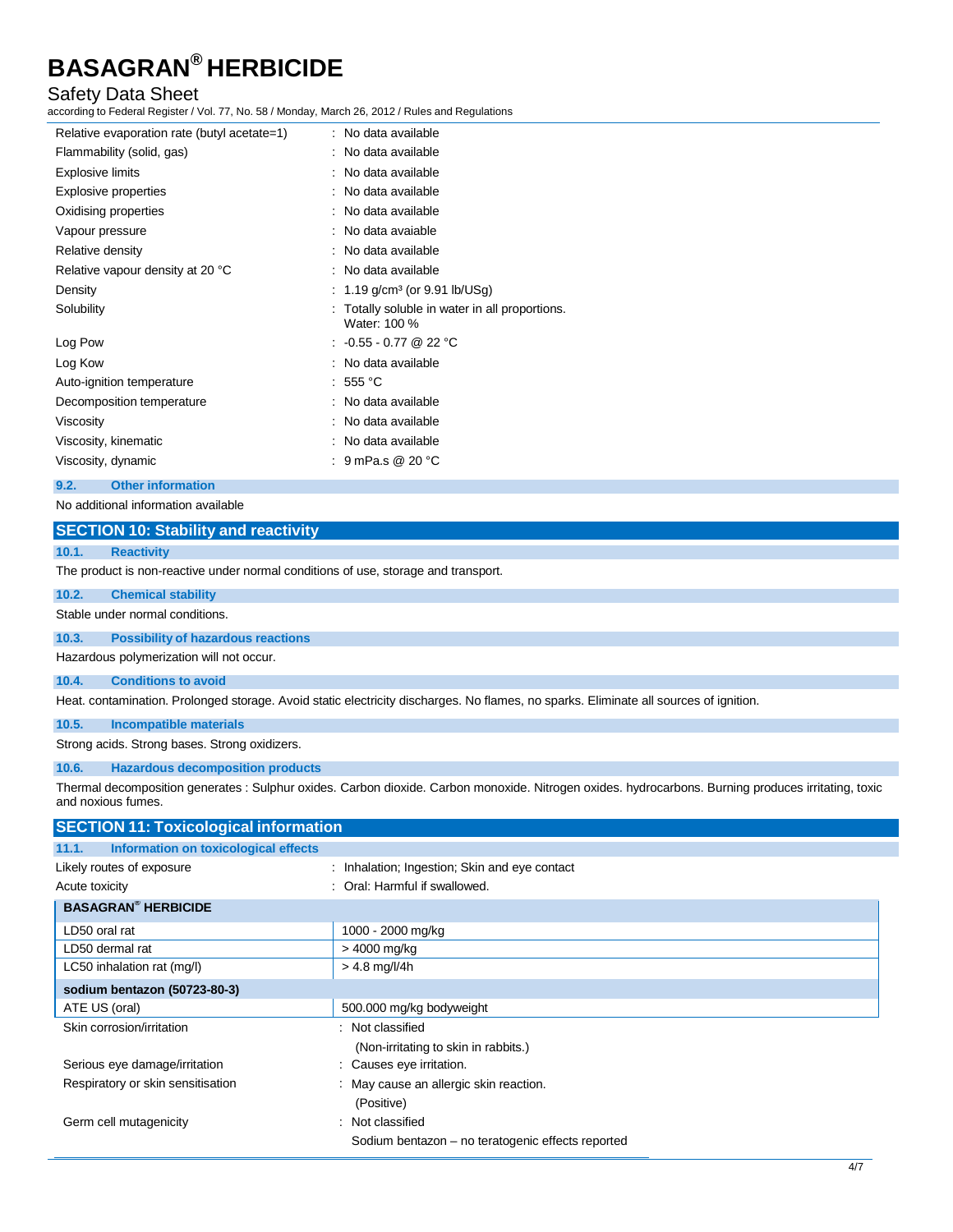| | |
|---|---|
| Relative evaporation rate (butyl acetate=1) | : No data available |
| Flammability (solid, gas) | : No data available |
| Explosive limits | : No data available |
| Explosive properties | : No data available |
| Oxidising properties | : No data available |
| Vapour pressure | : No data avaiable |
| Relative density | : No data available |
| Relative vapour density at 20 °C | : No data available |
| Density | : 1.19 g/cm³ (or 9.91 lb/USg) |
| Solubility | : Totally soluble in water in all proportions. Water: 100 % |
| Log Pow | : -0.55 - 0.77 @ 22 °C |
| Log Kow | : No data available |
| Auto-ignition temperature | : 555 °C |
| Decomposition temperature | : No data available |
| Viscosity | : No data available |
| Viscosity, kinematic | : No data available |
| Viscosity, dynamic | : 9 mPa.s @ 20 °C |

### 9.2. Other information

No additional information available

## SECTION 10: Stability and reactivity

### 10.1. Reactivity

The product is non-reactive under normal conditions of use, storage and transport.

### 10.2. Chemical stability

Stable under normal conditions.

### 10.3. Possibility of hazardous reactions

Hazardous polymerization will not occur.

### 10.4. Conditions to avoid

Heat. contamination. Prolonged storage. Avoid static electricity discharges. No flames, no sparks. Eliminate all sources of ignition.

### 10.5. Incompatible materials

Strong acids. Strong bases. Strong oxidizers.

### 10.6. Hazardous decomposition products

Thermal decomposition generates : Sulphur oxides. Carbon dioxide. Carbon monoxide. Nitrogen oxides. hydrocarbons. Burning produces irritating, toxic and noxious fumes.

## SECTION 11: Toxicological information

### 11.1. Information on toxicological effects

| | |
|---|---|
| Likely routes of exposure | : Inhalation; Ingestion; Skin and eye contact |
| Acute toxicity | : Oral: Harmful if swallowed. |

| **BASAGRAN® HERBICIDE** | |
|---|---|
| LD50 oral rat | 1000 - 2000 mg/kg |
| LD50 dermal rat | > 4000 mg/kg |
| LC50 inhalation rat (mg/l) | > 4.8 mg/l/4h |
| **sodium bentazon (50723-80-3)** | |
| ATE US (oral) | 500.000 mg/kg bodyweight |

| | |
|---|---|
| Skin corrosion/irritation | : Not classified (Non-irritating to skin in rabbits.) |
| Serious eye damage/irritation | : Causes eye irritation. |
| Respiratory or skin sensitisation | : May cause an allergic skin reaction. (Positive) |
| Germ cell mutagenicity | : Not classified Sodium bentazon – no teratogenic effects reported |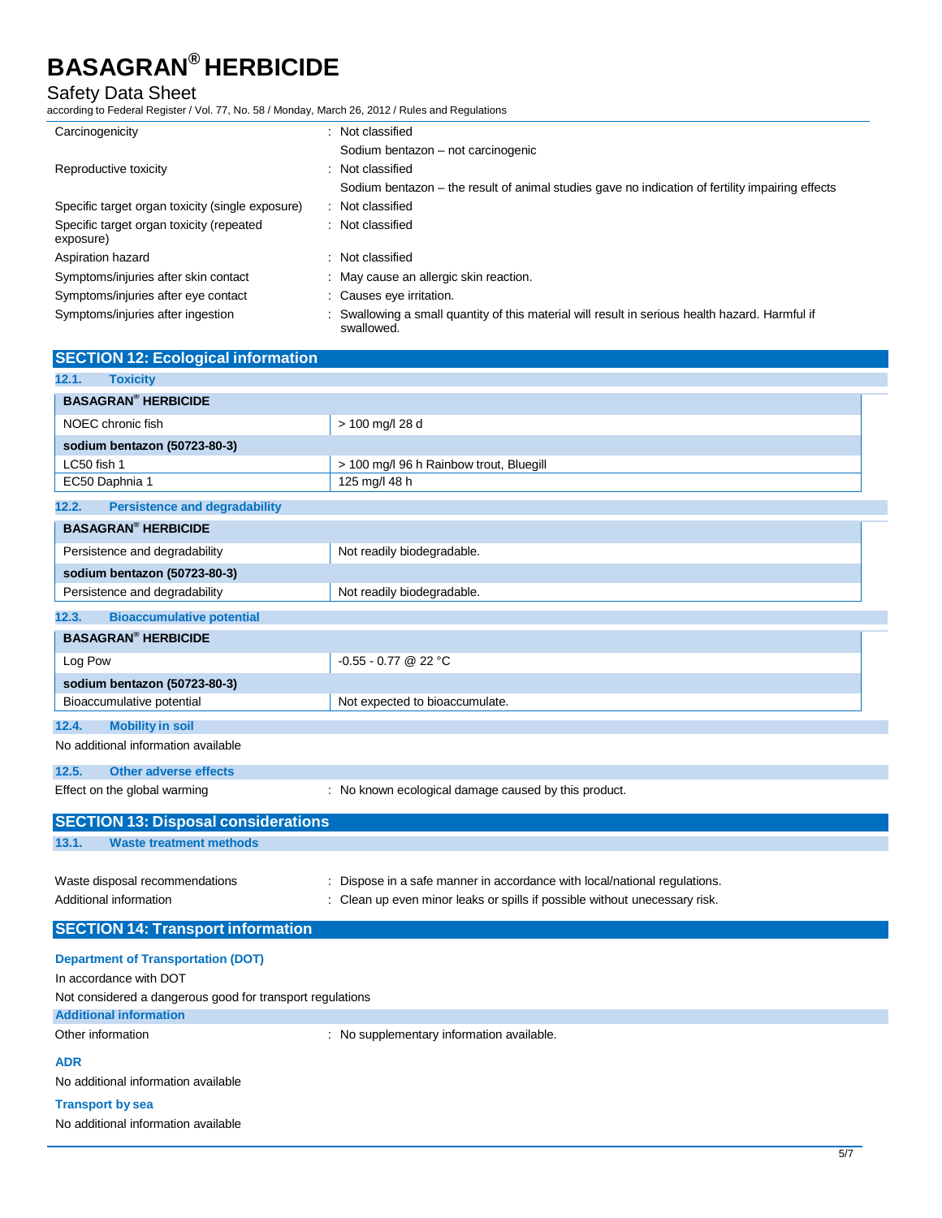| | |
|---|---|
| Carcinogenicity | : Not classified |
| | Sodium bentazon – not carcinogenic |
| Reproductive toxicity | : Not classified |
| | Sodium bentazon – the result of animal studies gave no indication of fertility impairing effects |
| Specific target organ toxicity (single exposure) | : Not classified |
| Specific target organ toxicity (repeated exposure) | : Not classified |
| Aspiration hazard | : Not classified |
| Symptoms/injuries after skin contact | : May cause an allergic skin reaction. |
| Symptoms/injuries after eye contact | : Causes eye irritation. |
| Symptoms/injuries after ingestion | : Swallowing a small quantity of this material will result in serious health hazard. Harmful if swallowed. |

## SECTION 12: Ecological information

### 12.1. Toxicity

| **BASAGRAN® HERBICIDE** | |
|---|---|
| NOEC chronic fish | > 100 mg/l 28 d |
| **sodium bentazon (50723-80-3)** | |
| LC50 fish 1 | > 100 mg/l 96 h Rainbow trout, Bluegill |
| EC50 Daphnia 1 | 125 mg/l 48 h |

### 12.2. Persistence and degradability

| **BASAGRAN® HERBICIDE** | |
|---|---|
| Persistence and degradability | Not readily biodegradable. |
| **sodium bentazon (50723-80-3)** | |
| Persistence and degradability | Not readily biodegradable. |

### 12.3. Bioaccumulative potential

| **BASAGRAN® HERBICIDE** | |
|---|---|
| Log Pow | -0.55 - 0.77 @ 22 °C |
| **sodium bentazon (50723-80-3)** | |
| Bioaccumulative potential | Not expected to bioaccumulate. |

### 12.4. Mobility in soil

No additional information available

### 12.5. Other adverse effects

Effect on the global warming : No known ecological damage caused by this product.

## SECTION 13: Disposal considerations

### 13.1. Waste treatment methods

Waste disposal recommendations : Dispose in a safe manner in accordance with local/national regulations.

Additional information : Clean up even minor leaks or spills if possible without unecessary risk.

## SECTION 14: Transport information

**Department of Transportation (DOT)**

In accordance with DOT

Not considered a dangerous good for transport regulations

**Additional information**

Other information : No supplementary information available.

**ADR**

No additional information available

**Transport by sea**

No additional information available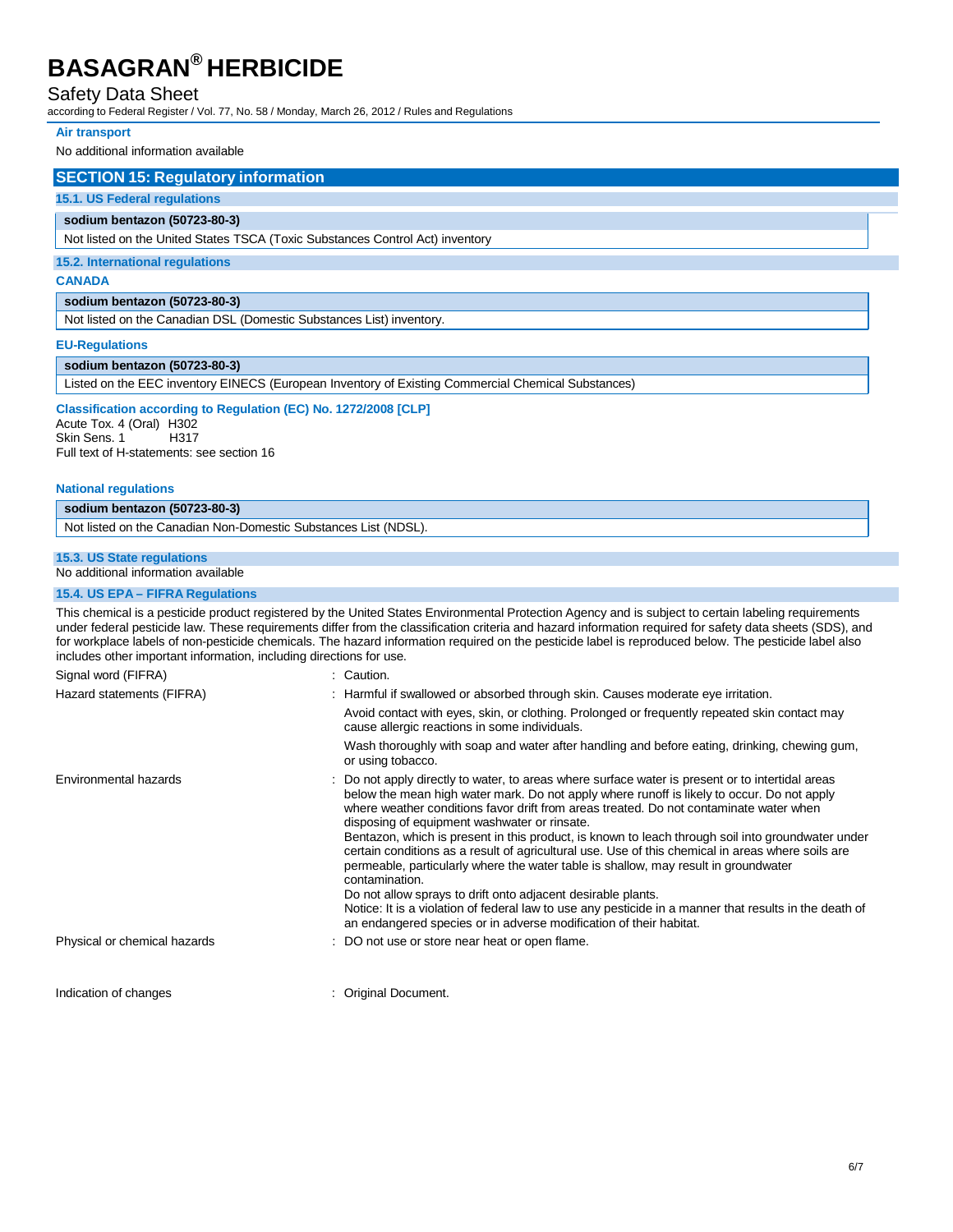#### Air transport

No additional information available

## SECTION 15: Regulatory information

### 15.1. US Federal regulations

| sodium bentazon (50723-80-3) |
|---|
| Not listed on the United States TSCA (Toxic Substances Control Act) inventory |

### 15.2. International regulations

**CANADA**

| sodium bentazon (50723-80-3) |
|---|
| Not listed on the Canadian DSL (Domestic Substances List) inventory. |

**EU-Regulations**

| sodium bentazon (50723-80-3) |
|---|
| Listed on the EEC inventory EINECS (European Inventory of Existing Commercial Chemical Substances) |

**Classification according to Regulation (EC) No. 1272/2008 [CLP]**

Acute Tox. 4 (Oral) H302
Skin Sens. 1 H317
Full text of H-statements: see section 16

**National regulations**

| sodium bentazon (50723-80-3) |
|---|
| Not listed on the Canadian Non-Domestic Substances List (NDSL). |

### 15.3. US State regulations

No additional information available

### 15.4. US EPA – FIFRA Regulations

This chemical is a pesticide product registered by the United States Environmental Protection Agency and is subject to certain labeling requirements under federal pesticide law. These requirements differ from the classification criteria and hazard information required for safety data sheets (SDS), and for workplace labels of non-pesticide chemicals. The hazard information required on the pesticide label is reproduced below. The pesticide label also includes other important information, including directions for use.

Signal word (FIFRA) : Caution.

Hazard statements (FIFRA) : Harmful if swallowed or absorbed through skin. Causes moderate eye irritation.

Avoid contact with eyes, skin, or clothing. Prolonged or frequently repeated skin contact may cause allergic reactions in some individuals.

Wash thoroughly with soap and water after handling and before eating, drinking, chewing gum, or using tobacco.

Environmental hazards : Do not apply directly to water, to areas where surface water is present or to intertidal areas below the mean high water mark. Do not apply where runoff is likely to occur. Do not apply where weather conditions favor drift from areas treated. Do not contaminate water when disposing of equipment washwater or rinsate.
Bentazon, which is present in this product, is known to leach through soil into groundwater under certain conditions as a result of agricultural use. Use of this chemical in areas where soils are permeable, particularly where the water table is shallow, may result in groundwater contamination.
Do not allow sprays to drift onto adjacent desirable plants.
Notice: It is a violation of federal law to use any pesticide in a manner that results in the death of an endangered species or in adverse modification of their habitat.

Physical or chemical hazards : DO not use or store near heat or open flame.

Indication of changes : Original Document.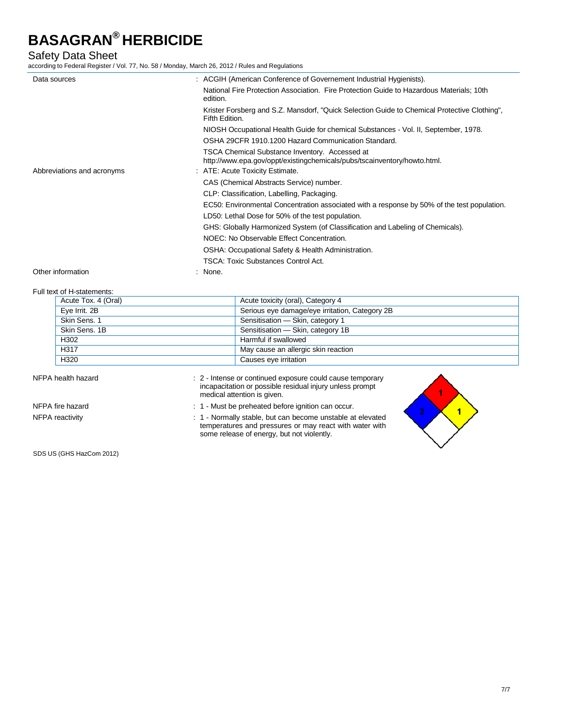Data sources : ACGIH (American Conference of Governement Industrial Hygienists).

National Fire Protection Association. Fire Protection Guide to Hazardous Materials; 10th edition.

Krister Forsberg and S.Z. Mansdorf, "Quick Selection Guide to Chemical Protective Clothing", Fifth Edition.

NIOSH Occupational Health Guide for chemical Substances - Vol. II, September, 1978.

OSHA 29CFR 1910.1200 Hazard Communication Standard.

TSCA Chemical Substance Inventory. Accessed at http://www.epa.gov/oppt/existingchemicals/pubs/tscainventory/howto.html.

Abbreviations and acronyms : ATE: Acute Toxicity Estimate.

CAS (Chemical Abstracts Service) number.

CLP: Classification, Labelling, Packaging.

EC50: Environmental Concentration associated with a response by 50% of the test population.

LD50: Lethal Dose for 50% of the test population.

GHS: Globally Harmonized System (of Classification and Labeling of Chemicals).

NOEC: No Observable Effect Concentration.

OSHA: Occupational Safety & Health Administration.

TSCA: Toxic Substances Control Act.

Other information : None.

Full text of H-statements:

| | |
|---|---|
| Acute Tox. 4 (Oral) | Acute toxicity (oral), Category 4 |
| Eye Irrit. 2B | Serious eye damage/eye irritation, Category 2B |
| Skin Sens. 1 | Sensitisation — Skin, category 1 |
| Skin Sens. 1B | Sensitisation — Skin, category 1B |
| H302 | Harmful if swallowed |
| H317 | May cause an allergic skin reaction |
| H320 | Causes eye irritation |

NFPA health hazard : 2 - Intense or continued exposure could cause temporary incapacitation or possible residual injury unless prompt medical attention is given.

NFPA fire hazard : 1 - Must be preheated before ignition can occur.

NFPA reactivity : 1 - Normally stable, but can become unstable at elevated temperatures and pressures or may react with water with some release of energy, but not violently.

1

2 1

SDS US (GHS HazCom 2012)